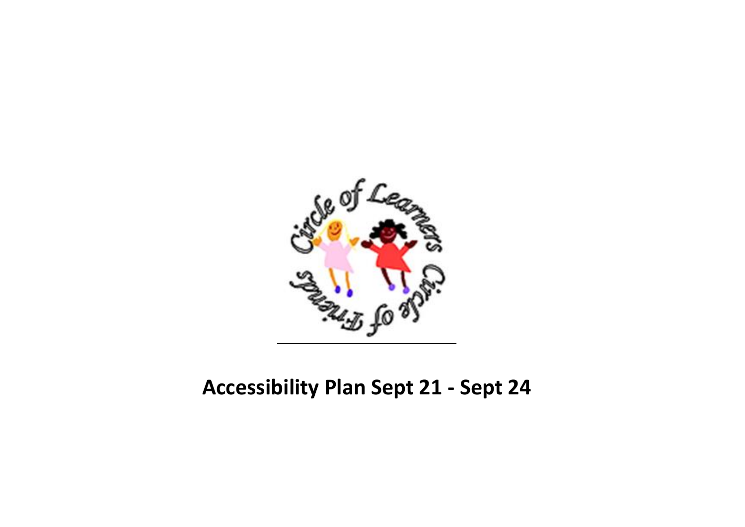# Accessibility Plan Sept 21 - Sept 24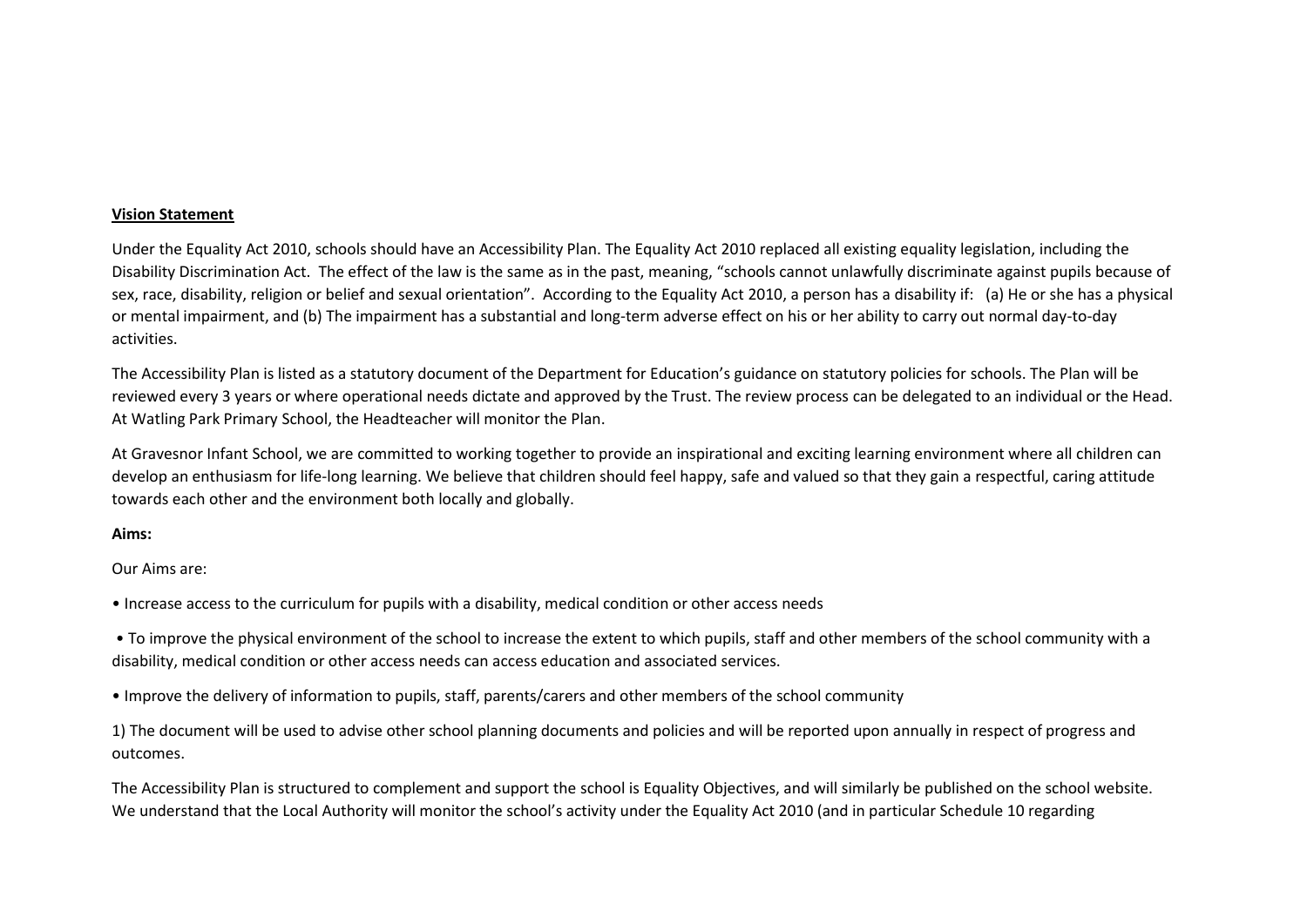**Vision Statement**

Under the Equality Act 2010, schools should have an Accessibility Plan. The Equality Act 2010 replaced all existing equality legislation, including the Disability Discrimination Act. The effect of the law is the same as in the past, meaning, "schools cannot unlawfully discriminate against pupils because of sex, race, disability, religion or belief and sexual orientation". According to the Equality Act 2010, a person has a disability if: (a) He or she has a physical or mental impairment, and (b) The impairment has a substantial and long-term adverse effect on his or her ability to carry out normal day-to-day activities.

The Accessibility Plan is listed as a statutory document of the Department for Education's guidance on statutory policies for schools. The Plan will be reviewed every 3 years or where operational needs dictate and approved by the Trust. The review process can be delegated to an individual or the Head. At Watling Park Primary School, the Headteacher will monitor the Plan.

At Gravesnor Infant School, we are committed to working together to provide an inspirational and exciting learning environment where all children can develop an enthusiasm for life-long learning. We believe that children should feel happy, safe and valued so that they gain a respectful, caring attitude towards each other and the environment both locally and globally.

**Aims:**

Our Aims are:

• Increase access to the curriculum for pupils with a disability, medical condition or other access needs

• To improve the physical environment of the school to increase the extent to which pupils, staff and other members of the school community with a disability, medical condition or other access needs can access education and associated services.

• Improve the delivery of information to pupils, staff, parents/carers and other members of the school community

1) The document will be used to advise other school planning documents and policies and will be reported upon annually in respect of progress and outcomes.

The Accessibility Plan is structured to complement and support the school is Equality Objectives, and will similarly be published on the school website. We understand that the Local Authority will monitor the school's activity under the Equality Act 2010 (and in particular Schedule 10 regarding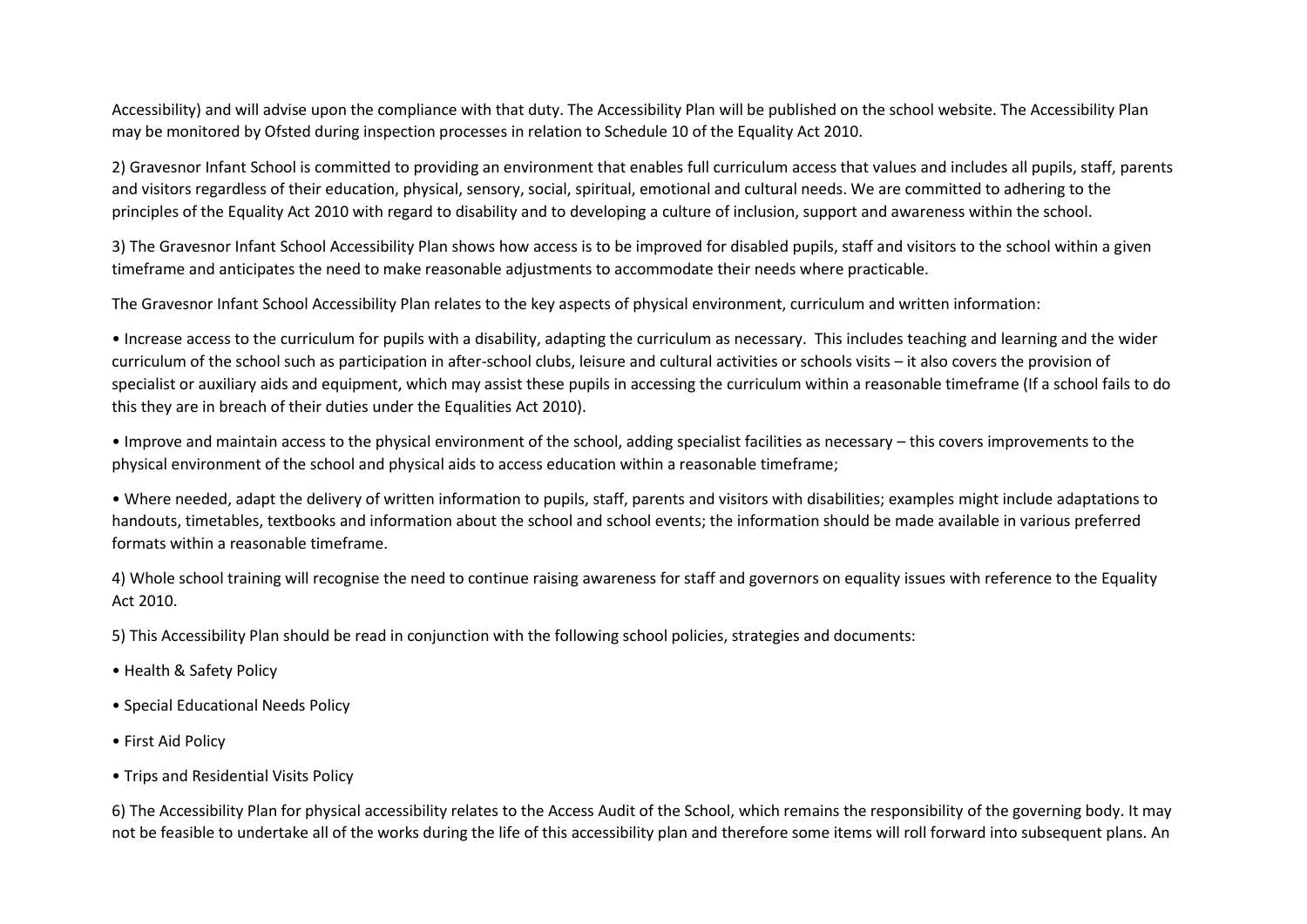Accessibility) and will advise upon the compliance with that duty. The Accessibility Plan will be published on the school website. The Accessibility Plan may be monitored by Ofsted during inspection processes in relation to Schedule 10 of the Equality Act 2010.

2) Gravesnor Infant School is committed to providing an environment that enables full curriculum access that values and includes all pupils, staff, parents and visitors regardless of their education, physical, sensory, social, spiritual, emotional and cultural needs. We are committed to adhering to the principles of the Equality Act 2010 with regard to disability and to developing a culture of inclusion, support and awareness within the school.

3) The Gravesnor Infant School Accessibility Plan shows how access is to be improved for disabled pupils, staff and visitors to the school within a given timeframe and anticipates the need to make reasonable adjustments to accommodate their needs where practicable.

The Gravesnor Infant School Accessibility Plan relates to the key aspects of physical environment, curriculum and written information:

- Increase access to the curriculum for pupils with a disability, adapting the curriculum as necessary. This includes teaching and learning and the wider curriculum of the school such as participation in after-school clubs, leisure and cultural activities or schools visits – it also covers the provision of specialist or auxiliary aids and equipment, which may assist these pupils in accessing the curriculum within a reasonable timeframe (If a school fails to do this they are in breach of their duties under the Equalities Act 2010).

- Improve and maintain access to the physical environment of the school, adding specialist facilities as necessary – this covers improvements to the physical environment of the school and physical aids to access education within a reasonable timeframe;

- Where needed, adapt the delivery of written information to pupils, staff, parents and visitors with disabilities; examples might include adaptations to handouts, timetables, textbooks and information about the school and school events; the information should be made available in various preferred formats within a reasonable timeframe.

4) Whole school training will recognise the need to continue raising awareness for staff and governors on equality issues with reference to the Equality Act 2010.

5) This Accessibility Plan should be read in conjunction with the following school policies, strategies and documents:

- Health & Safety Policy
- Special Educational Needs Policy
- First Aid Policy
- Trips and Residential Visits Policy

6) The Accessibility Plan for physical accessibility relates to the Access Audit of the School, which remains the responsibility of the governing body. It may not be feasible to undertake all of the works during the life of this accessibility plan and therefore some items will roll forward into subsequent plans. An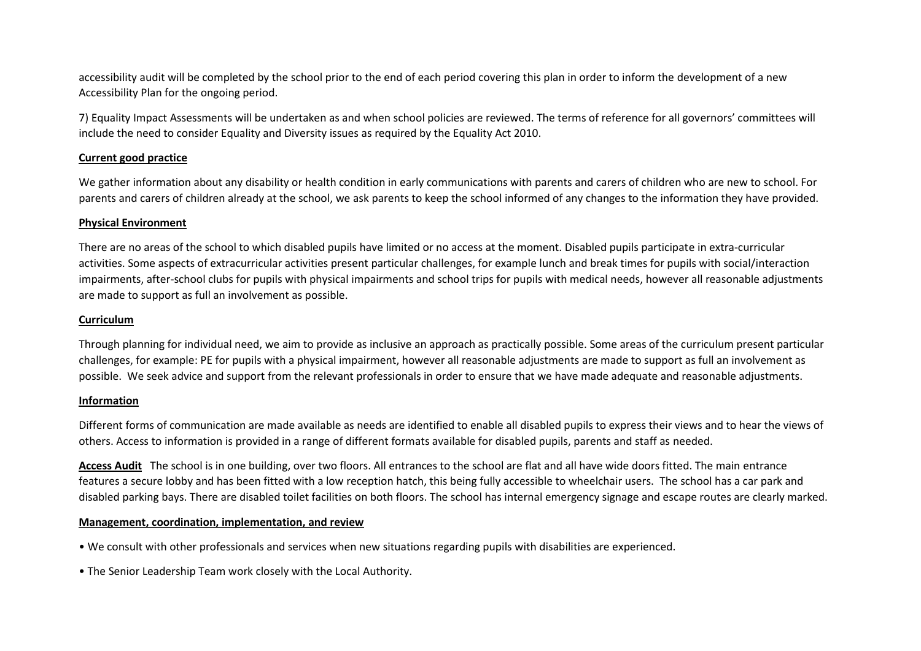accessibility audit will be completed by the school prior to the end of each period covering this plan in order to inform the development of a new Accessibility Plan for the ongoing period.

7) Equality Impact Assessments will be undertaken as and when school policies are reviewed. The terms of reference for all governors' committees will include the need to consider Equality and Diversity issues as required by the Equality Act 2010.

**Current good practice**

We gather information about any disability or health condition in early communications with parents and carers of children who are new to school. For parents and carers of children already at the school, we ask parents to keep the school informed of any changes to the information they have provided.

**Physical Environment**

There are no areas of the school to which disabled pupils have limited or no access at the moment. Disabled pupils participate in extra-curricular activities. Some aspects of extracurricular activities present particular challenges, for example lunch and break times for pupils with social/interaction impairments, after-school clubs for pupils with physical impairments and school trips for pupils with medical needs, however all reasonable adjustments are made to support as full an involvement as possible.

**Curriculum**

Through planning for individual need, we aim to provide as inclusive an approach as practically possible. Some areas of the curriculum present particular challenges, for example: PE for pupils with a physical impairment, however all reasonable adjustments are made to support as full an involvement as possible. We seek advice and support from the relevant professionals in order to ensure that we have made adequate and reasonable adjustments.

**Information**

Different forms of communication are made available as needs are identified to enable all disabled pupils to express their views and to hear the views of others. Access to information is provided in a range of different formats available for disabled pupils, parents and staff as needed.

**Access Audit** The school is in one building, over two floors. All entrances to the school are flat and all have wide doors fitted. The main entrance features a secure lobby and has been fitted with a low reception hatch, this being fully accessible to wheelchair users. The school has a car park and disabled parking bays. There are disabled toilet facilities on both floors. The school has internal emergency signage and escape routes are clearly marked.

**Management, coordination, implementation, and review**

- We consult with other professionals and services when new situations regarding pupils with disabilities are experienced.
- The Senior Leadership Team work closely with the Local Authority.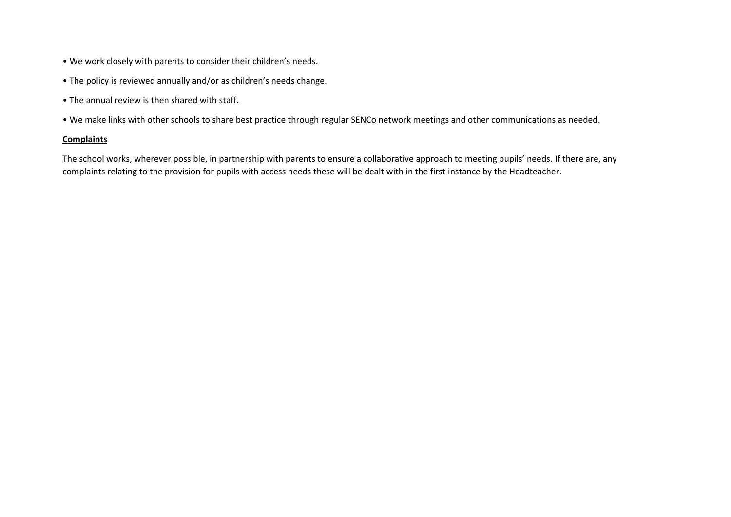- We work closely with parents to consider their children's needs.
- The policy is reviewed annually and/or as children's needs change.
- The annual review is then shared with staff.
- We make links with other schools to share best practice through regular SENCo network meetings and other communications as needed.

**<u>Complaints</u>**

The school works, wherever possible, in partnership with parents to ensure a collaborative approach to meeting pupils' needs. If there are, any complaints relating to the provision for pupils with access needs these will be dealt with in the first instance by the Headteacher.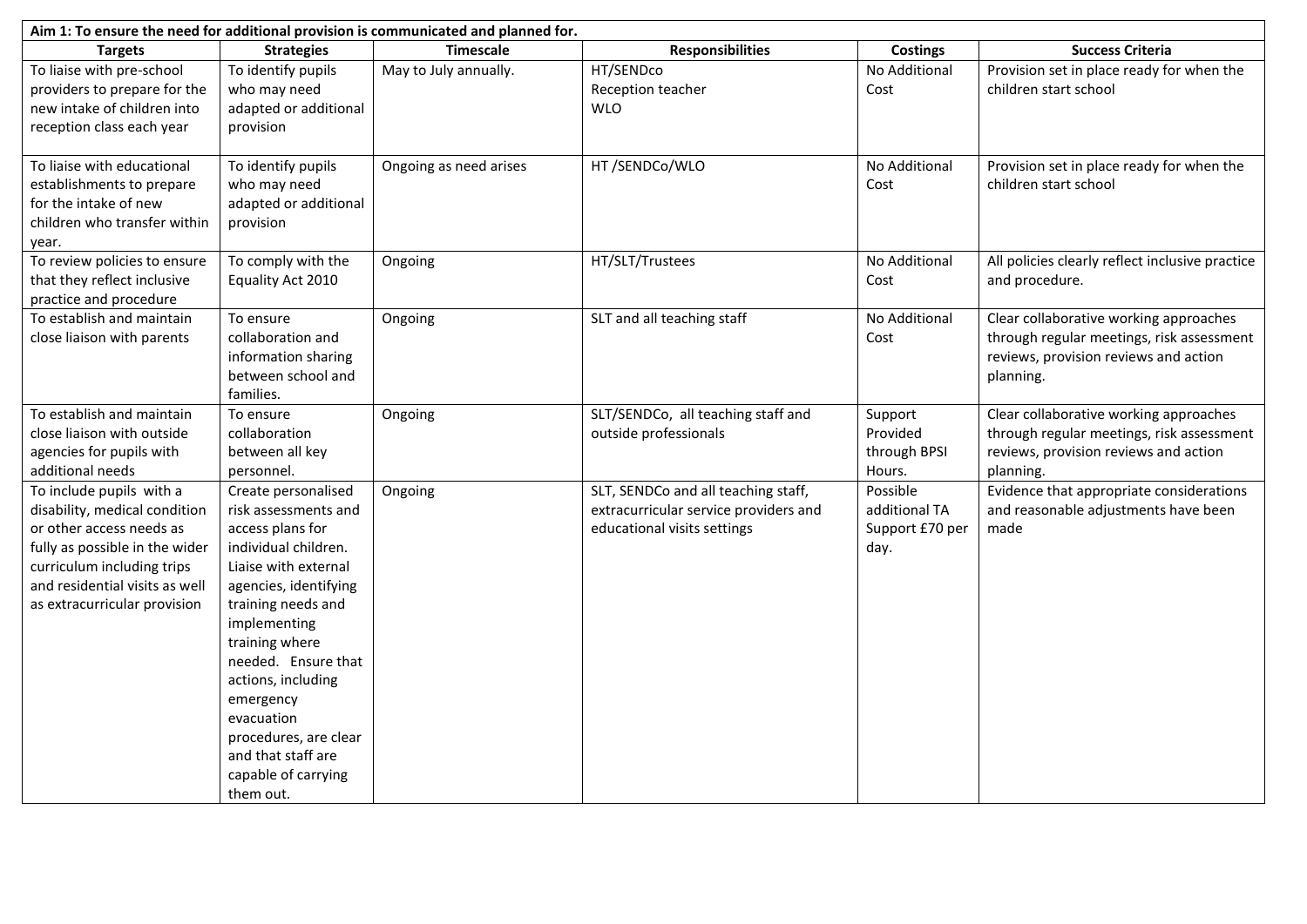| Aim 1: To ensure the need for additional provision is communicated and planned for. | | | | | |
|---|---|---|---|---|---|
| **Targets** | **Strategies** | **Timescale** | **Responsibilities** | **Costings** | **Success Criteria** |
| To liaise with pre-school providers to prepare for the new intake of children into reception class each year | To identify pupils who may need adapted or additional provision | May to July annually. | HT/SENDco Reception teacher WLO | No Additional Cost | Provision set in place ready for when the children start school |
| To liaise with educational establishments to prepare for the intake of new children who transfer within year. | To identify pupils who may need adapted or additional provision | Ongoing as need arises | HT /SENDCo/WLO | No Additional Cost | Provision set in place ready for when the children start school |
| To review policies to ensure that they reflect inclusive practice and procedure | To comply with the Equality Act 2010 | Ongoing | HT/SLT/Trustees | No Additional Cost | All policies clearly reflect inclusive practice and procedure. |
| To establish and maintain close liaison with parents | To ensure collaboration and information sharing between school and families. | Ongoing | SLT and all teaching staff | No Additional Cost | Clear collaborative working approaches through regular meetings, risk assessment reviews, provision reviews and action planning. |
| To establish and maintain close liaison with outside agencies for pupils with additional needs | To ensure collaboration between all key personnel. | Ongoing | SLT/SENDCo, all teaching staff and outside professionals | Support Provided through BPSI Hours. | Clear collaborative working approaches through regular meetings, risk assessment reviews, provision reviews and action planning. |
| To include pupils with a disability, medical condition or other access needs as fully as possible in the wider curriculum including trips and residential visits as well as extracurricular provision | Create personalised risk assessments and access plans for individual children. Liaise with external agencies, identifying training needs and implementing training where needed. Ensure that actions, including emergency evacuation procedures, are clear and that staff are capable of carrying them out. | Ongoing | SLT, SENDCo and all teaching staff, extracurricular service providers and educational visits settings | Possible additional TA Support £70 per day. | Evidence that appropriate considerations and reasonable adjustments have been made |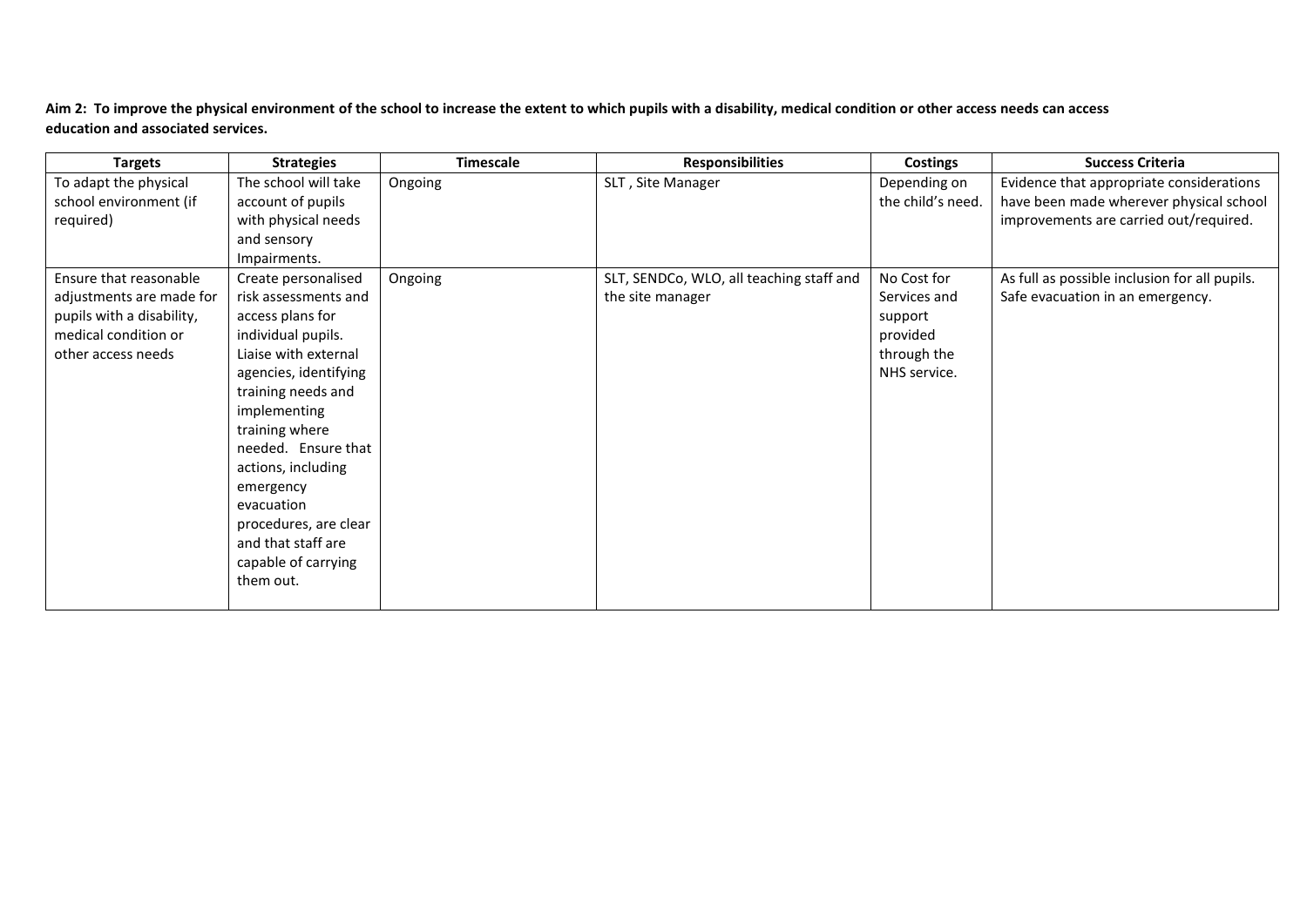**Aim 2: To improve the physical environment of the school to increase the extent to which pupils with a disability, medical condition or other access needs can access education and associated services.**

| Targets | Strategies | Timescale | Responsibilities | Costings | Success Criteria |
|---|---|---|---|---|---|
| To adapt the physical school environment (if required) | The school will take account of pupils with physical needs and sensory Impairments. | Ongoing | SLT , Site Manager | Depending on the child's need. | Evidence that appropriate considerations have been made wherever physical school improvements are carried out/required. |
| Ensure that reasonable adjustments are made for pupils with a disability, medical condition or other access needs | Create personalised risk assessments and access plans for individual pupils. Liaise with external agencies, identifying training needs and implementing training where needed. Ensure that actions, including emergency evacuation procedures, are clear and that staff are capable of carrying them out. | Ongoing | SLT, SENDCo, WLO, all teaching staff and the site manager | No Cost for Services and support provided through the NHS service. | As full as possible inclusion for all pupils. Safe evacuation in an emergency. |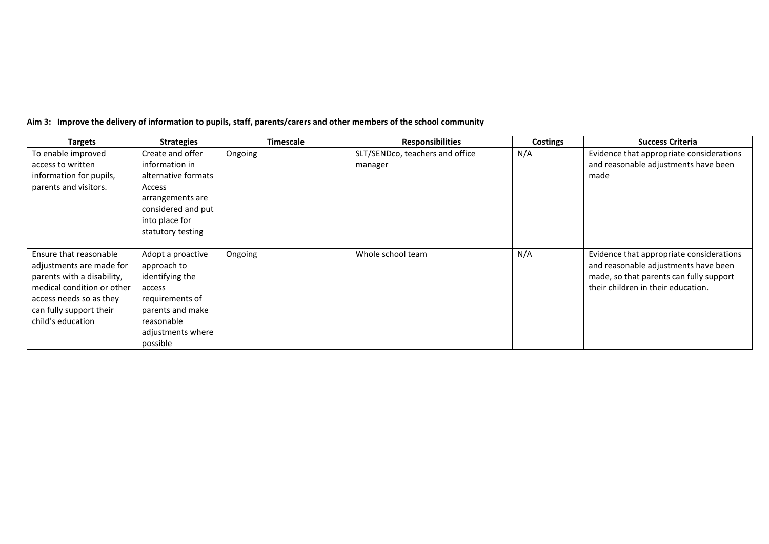**Aim 3: Improve the delivery of information to pupils, staff, parents/carers and other members of the school community**

| Targets | Strategies | Timescale | Responsibilities | Costings | Success Criteria |
|---|---|---|---|---|---|
| To enable improved access to written information for pupils, parents and visitors. | Create and offer information in alternative formats Access arrangements are considered and put into place for statutory testing | Ongoing | SLT/SENDco, teachers and office manager | N/A | Evidence that appropriate considerations and reasonable adjustments have been made |
| Ensure that reasonable adjustments are made for parents with a disability, medical condition or other access needs so as they can fully support their child's education | Adopt a proactive approach to identifying the access requirements of parents and make reasonable adjustments where possible | Ongoing | Whole school team | N/A | Evidence that appropriate considerations and reasonable adjustments have been made, so that parents can fully support their children in their education. |